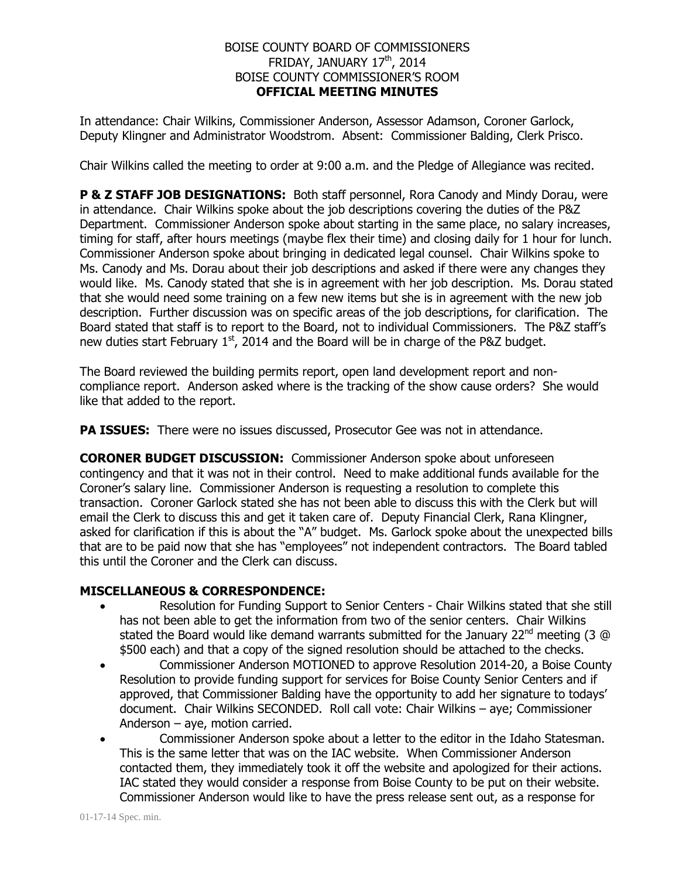BOISE COUNTY BOARD OF COMMISSIONERS
FRIDAY, JANUARY 17th, 2014
BOISE COUNTY COMMISSIONER'S ROOM
**OFFICIAL MEETING MINUTES**

In attendance: Chair Wilkins, Commissioner Anderson, Assessor Adamson, Coroner Garlock, Deputy Klingner and Administrator Woodstrom. Absent: Commissioner Balding, Clerk Prisco.

Chair Wilkins called the meeting to order at 9:00 a.m. and the Pledge of Allegiance was recited.

**P & Z STAFF JOB DESIGNATIONS:** Both staff personnel, Rora Canody and Mindy Dorau, were in attendance. Chair Wilkins spoke about the job descriptions covering the duties of the P&Z Department. Commissioner Anderson spoke about starting in the same place, no salary increases, timing for staff, after hours meetings (maybe flex their time) and closing daily for 1 hour for lunch. Commissioner Anderson spoke about bringing in dedicated legal counsel. Chair Wilkins spoke to Ms. Canody and Ms. Dorau about their job descriptions and asked if there were any changes they would like. Ms. Canody stated that she is in agreement with her job description. Ms. Dorau stated that she would need some training on a few new items but she is in agreement with the new job description. Further discussion was on specific areas of the job descriptions, for clarification. The Board stated that staff is to report to the Board, not to individual Commissioners. The P&Z staff's new duties start February 1st, 2014 and the Board will be in charge of the P&Z budget.

The Board reviewed the building permits report, open land development report and non-compliance report. Anderson asked where is the tracking of the show cause orders? She would like that added to the report.

**PA ISSUES:** There were no issues discussed, Prosecutor Gee was not in attendance.

**CORONER BUDGET DISCUSSION:** Commissioner Anderson spoke about unforeseen contingency and that it was not in their control. Need to make additional funds available for the Coroner's salary line. Commissioner Anderson is requesting a resolution to complete this transaction. Coroner Garlock stated she has not been able to discuss this with the Clerk but will email the Clerk to discuss this and get it taken care of. Deputy Financial Clerk, Rana Klingner, asked for clarification if this is about the "A" budget. Ms. Garlock spoke about the unexpected bills that are to be paid now that she has "employees" not independent contractors. The Board tabled this until the Coroner and the Clerk can discuss.

## MISCELLANEOUS & CORRESPONDENCE:

- Resolution for Funding Support to Senior Centers - Chair Wilkins stated that she still has not been able to get the information from two of the senior centers. Chair Wilkins stated the Board would like demand warrants submitted for the January 22nd meeting (3 @ $500 each) and that a copy of the signed resolution should be attached to the checks.
- Commissioner Anderson MOTIONED to approve Resolution 2014-20, a Boise County Resolution to provide funding support for services for Boise County Senior Centers and if approved, that Commissioner Balding have the opportunity to add her signature to todays' document. Chair Wilkins SECONDED. Roll call vote: Chair Wilkins – aye; Commissioner Anderson – aye, motion carried.
- Commissioner Anderson spoke about a letter to the editor in the Idaho Statesman. This is the same letter that was on the IAC website. When Commissioner Anderson contacted them, they immediately took it off the website and apologized for their actions. IAC stated they would consider a response from Boise County to be put on their website. Commissioner Anderson would like to have the press release sent out, as a response for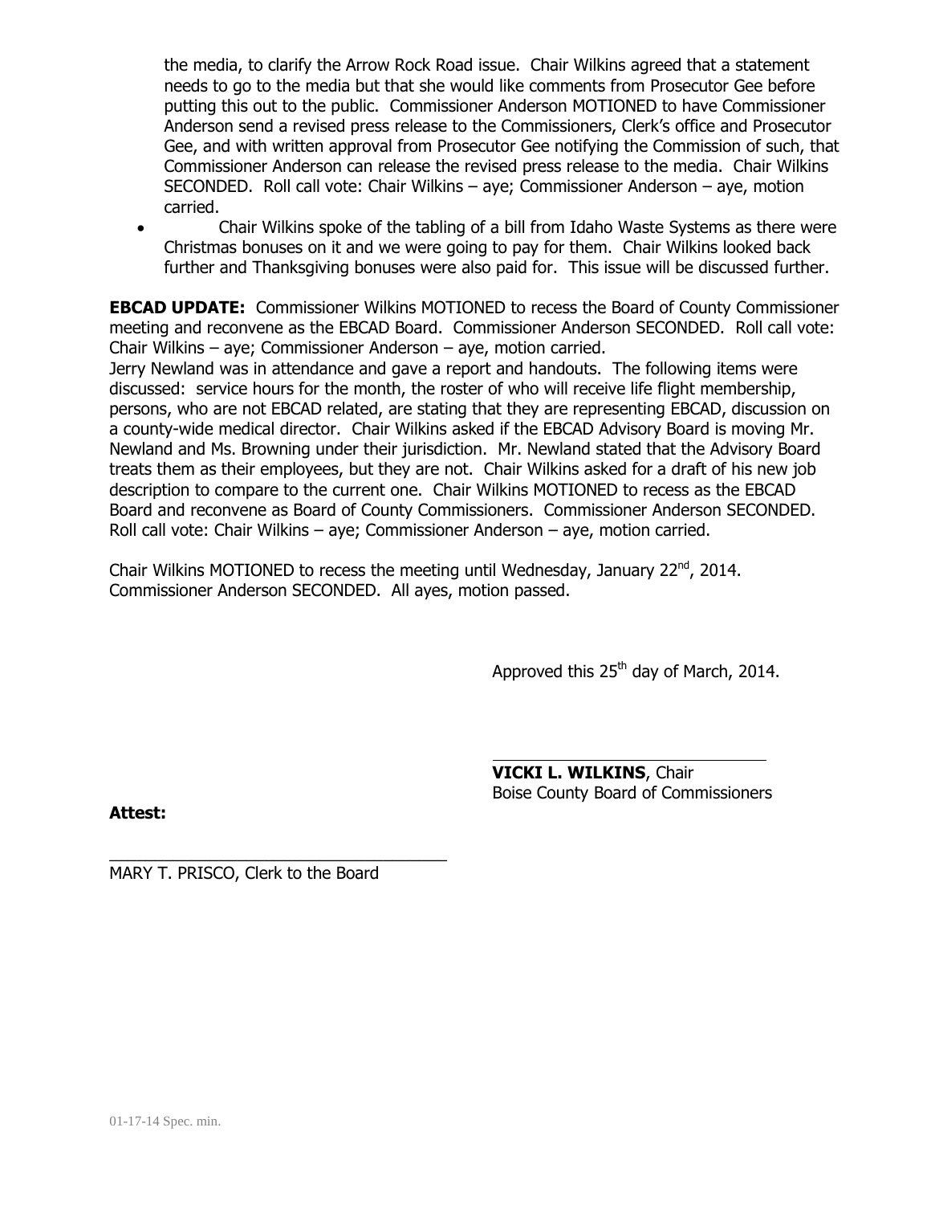the media, to clarify the Arrow Rock Road issue. Chair Wilkins agreed that a statement needs to go to the media but that she would like comments from Prosecutor Gee before putting this out to the public. Commissioner Anderson MOTIONED to have Commissioner Anderson send a revised press release to the Commissioners, Clerk's office and Prosecutor Gee, and with written approval from Prosecutor Gee notifying the Commission of such, that Commissioner Anderson can release the revised press release to the media. Chair Wilkins SECONDED. Roll call vote: Chair Wilkins – aye; Commissioner Anderson – aye, motion carried.

- Chair Wilkins spoke of the tabling of a bill from Idaho Waste Systems as there were Christmas bonuses on it and we were going to pay for them. Chair Wilkins looked back further and Thanksgiving bonuses were also paid for. This issue will be discussed further.

**EBCAD UPDATE:** Commissioner Wilkins MOTIONED to recess the Board of County Commissioner meeting and reconvene as the EBCAD Board. Commissioner Anderson SECONDED. Roll call vote: Chair Wilkins – aye; Commissioner Anderson – aye, motion carried.
Jerry Newland was in attendance and gave a report and handouts. The following items were discussed: service hours for the month, the roster of who will receive life flight membership, persons, who are not EBCAD related, are stating that they are representing EBCAD, discussion on a county-wide medical director. Chair Wilkins asked if the EBCAD Advisory Board is moving Mr. Newland and Ms. Browning under their jurisdiction. Mr. Newland stated that the Advisory Board treats them as their employees, but they are not. Chair Wilkins asked for a draft of his new job description to compare to the current one. Chair Wilkins MOTIONED to recess as the EBCAD Board and reconvene as Board of County Commissioners. Commissioner Anderson SECONDED. Roll call vote: Chair Wilkins – aye; Commissioner Anderson – aye, motion carried.

Chair Wilkins MOTIONED to recess the meeting until Wednesday, January 22nd, 2014. Commissioner Anderson SECONDED. All ayes, motion passed.

Approved this 25th day of March, 2014.

**VICKI L. WILKINS**, Chair
Boise County Board of Commissioners

**Attest:**

MARY T. PRISCO, Clerk to the Board